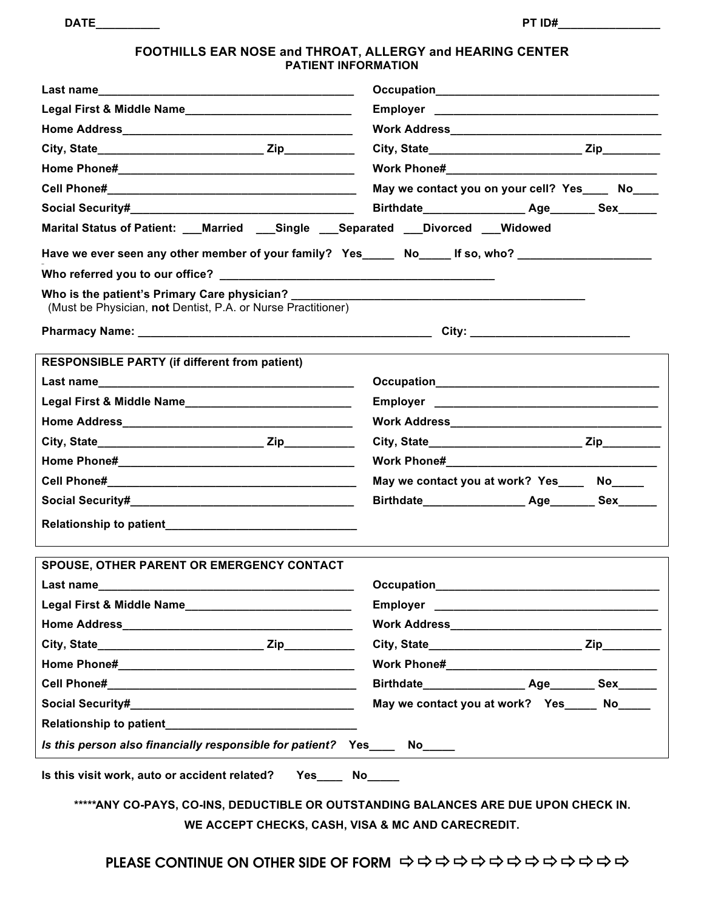DATE__________ PT ID#________________

## FOOTHILLS EAR NOSE and THROAT, ALLERGY and HEARING CENTER
### PATIENT INFORMATION

Last name________________________________________ Occupation___________________________________

Legal First & Middle Name__________________________ Employer ___________________________________

Home Address____________________________________ Work Address__________________________________

City, State__________________________ Zip___________ City, State________________________ Zip_________

Home Phone#______________________________________ Work Phone#__________________________________

Cell Phone#_______________________________________ May we contact you on your cell? Yes____ No____

Social Security#____________________________________ Birthdate________________ Age_______ Sex______

Marital Status of Patient: ___Married ___Single ___Separated ___Divorced ___Widowed

Have we ever seen any other member of your family? Yes_____ No_____ If so, who? ____________________

Who referred you to our office? __________________________________________

Who is the patient's Primary Care physician? ______________________________________________
(Must be Physician, **not** Dentist, P.A. or Nurse Practitioner)

Pharmacy Name: _______________________________________________ City: _________________________

---

**RESPONSIBLE PARTY (if different from patient)**

Last name________________________________________ Occupation___________________________________

Legal First & Middle Name__________________________ Employer ___________________________________

Home Address____________________________________ Work Address__________________________________

City, State__________________________ Zip___________ City, State________________________ Zip_________

Home Phone#______________________________________ Work Phone#__________________________________

Cell Phone#_______________________________________ May we contact you at work? Yes____ No_____

Social Security#____________________________________ Birthdate________________ Age_______ Sex______

Relationship to patient______________________________

---

**SPOUSE, OTHER PARENT OR EMERGENCY CONTACT**

Last name________________________________________ Occupation___________________________________

Legal First & Middle Name__________________________ Employer ___________________________________

Home Address____________________________________ Work Address__________________________________

City, State__________________________ Zip___________ City, State________________________ Zip_________

Home Phone#______________________________________ Work Phone#__________________________________

Cell Phone#_______________________________________ Birthdate________________ Age_______ Sex______

Social Security#____________________________________ May we contact you at work? Yes_____ No_____

Relationship to patient______________________________

*Is this person also financially responsible for patient?* Yes____ No_____

---

Is this visit work, auto or accident related? Yes____ No_____

**\*\*\*\*\*ANY CO-PAYS, CO-INS, DEDUCTIBLE OR OUTSTANDING BALANCES ARE DUE UPON CHECK IN.**

**WE ACCEPT CHECKS, CASH, VISA & MC AND CARECREDIT.**

PLEASE CONTINUE ON OTHER SIDE OF FORM ⇨⇨⇨⇨⇨⇨⇨⇨⇨⇨⇨⇨⇨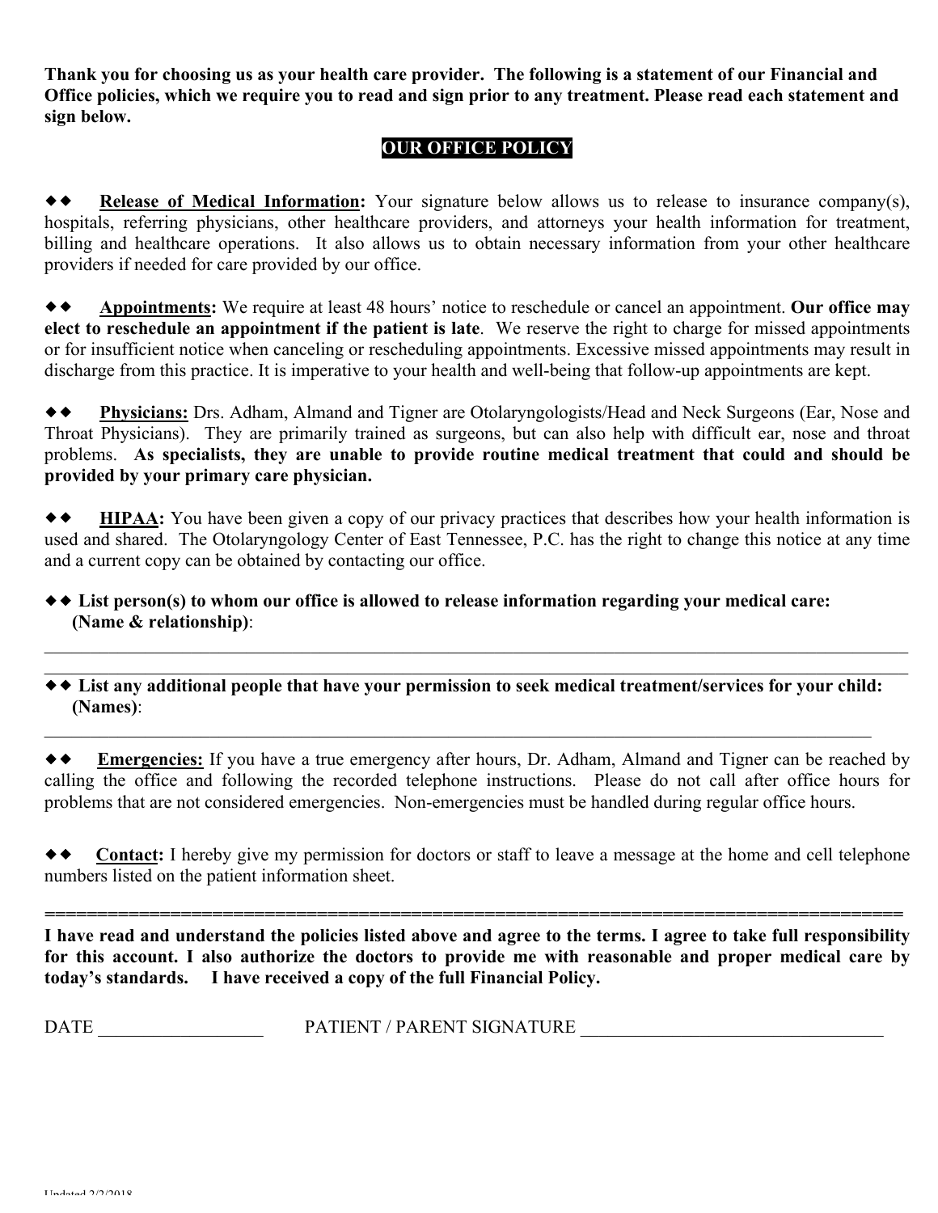**Thank you for choosing us as your health care provider. The following is a statement of our Financial and Office policies, which we require you to read and sign prior to any treatment. Please read each statement and sign below.**

## OUR OFFICE POLICY

◆◆ **Release of Medical Information:** Your signature below allows us to release to insurance company(s), hospitals, referring physicians, other healthcare providers, and attorneys your health information for treatment, billing and healthcare operations. It also allows us to obtain necessary information from your other healthcare providers if needed for care provided by our office.

◆◆ **Appointments:** We require at least 48 hours' notice to reschedule or cancel an appointment. **Our office may elect to reschedule an appointment if the patient is late**. We reserve the right to charge for missed appointments or for insufficient notice when canceling or rescheduling appointments. Excessive missed appointments may result in discharge from this practice. It is imperative to your health and well-being that follow-up appointments are kept.

◆◆ **Physicians:** Drs. Adham, Almand and Tigner are Otolaryngologists/Head and Neck Surgeons (Ear, Nose and Throat Physicians). They are primarily trained as surgeons, but can also help with difficult ear, nose and throat problems. **As specialists, they are unable to provide routine medical treatment that could and should be provided by your primary care physician.**

◆◆ **HIPAA:** You have been given a copy of our privacy practices that describes how your health information is used and shared. The Otolaryngology Center of East Tennessee, P.C. has the right to change this notice at any time and a current copy can be obtained by contacting our office.

◆◆ **List person(s) to whom our office is allowed to release information regarding your medical care: (Name & relationship)**:

\_\_\_\_\_\_\_\_\_\_\_\_\_\_\_\_\_\_\_\_\_\_\_\_\_\_\_\_\_\_\_\_\_\_\_\_\_\_\_\_\_\_\_\_\_\_\_\_\_\_\_\_\_\_\_\_\_\_\_\_\_\_\_\_\_\_\_\_\_\_\_\_\_\_\_\_\_\_

\_\_\_\_\_\_\_\_\_\_\_\_\_\_\_\_\_\_\_\_\_\_\_\_\_\_\_\_\_\_\_\_\_\_\_\_\_\_\_\_\_\_\_\_\_\_\_\_\_\_\_\_\_\_\_\_\_\_\_\_\_\_\_\_\_\_\_\_\_\_\_\_\_\_\_\_\_\_

◆◆ **List any additional people that have your permission to seek medical treatment/services for your child: (Names)**:

\_\_\_\_\_\_\_\_\_\_\_\_\_\_\_\_\_\_\_\_\_\_\_\_\_\_\_\_\_\_\_\_\_\_\_\_\_\_\_\_\_\_\_\_\_\_\_\_\_\_\_\_\_\_\_\_\_\_\_\_\_\_\_\_\_\_\_\_\_\_\_\_\_\_\_\_\_\_

◆◆ **Emergencies:** If you have a true emergency after hours, Dr. Adham, Almand and Tigner can be reached by calling the office and following the recorded telephone instructions. Please do not call after office hours for problems that are not considered emergencies. Non-emergencies must be handled during regular office hours.

◆◆ **Contact:** I hereby give my permission for doctors or staff to leave a message at the home and cell telephone numbers listed on the patient information sheet.

==================================================================================

**I have read and understand the policies listed above and agree to the terms. I agree to take full responsibility for this account. I also authorize the doctors to provide me with reasonable and proper medical care by today's standards. I have received a copy of the full Financial Policy.**

DATE \_\_\_\_\_\_\_\_\_\_\_\_\_\_\_\_\_\_ PATIENT / PARENT SIGNATURE \_\_\_\_\_\_\_\_\_\_\_\_\_\_\_\_\_\_\_\_\_\_\_\_\_\_\_\_\_\_\_\_\_\_

Updated 2/2/2018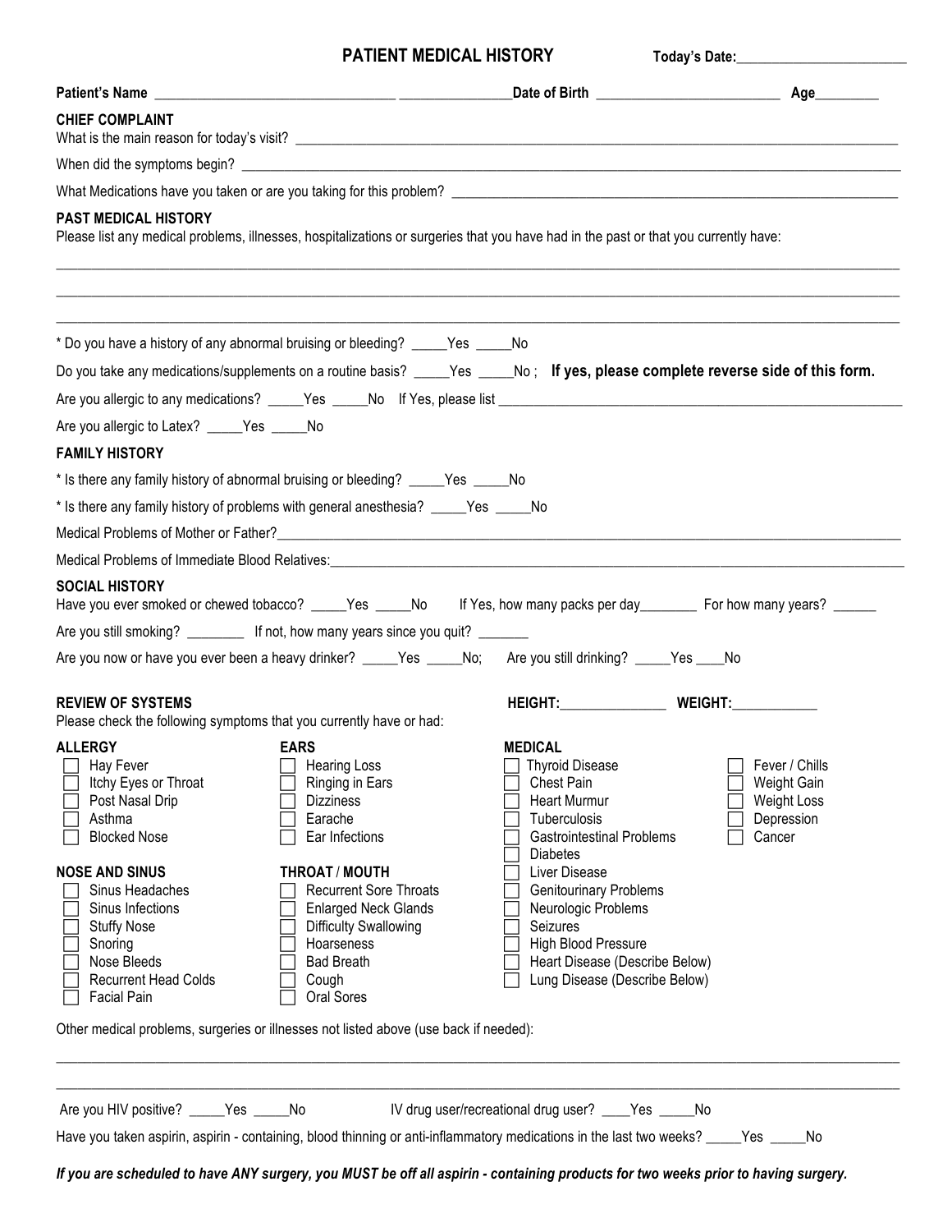# PATIENT MEDICAL HISTORY

**Today's Date:**________________________

**Patient's Name** _________________________________ ________________ **Date of Birth** __________________________ **Age**_________

**CHIEF COMPLAINT**

What is the main reason for today's visit? ____________________________________________________________________________________

When did the symptoms begin? ____________________________________________________________________________________________

What Medications have you taken or are you taking for this problem? ______________________________________________________________

**PAST MEDICAL HISTORY**

Please list any medical problems, illnesses, hospitalizations or surgeries that you have had in the past or that you currently have:

______________________________________________________________________________________________________________________

______________________________________________________________________________________________________________________

______________________________________________________________________________________________________________________

\* Do you have a history of any abnormal bruising or bleeding? _____Yes _____No

Do you take any medications/supplements on a routine basis? _____Yes _____No ; **If yes, please complete reverse side of this form.**

Are you allergic to any medications? _____Yes _____No If Yes, please list ___________________________________________________________

Are you allergic to Latex? _____Yes _____No

**FAMILY HISTORY**

\* Is there any family history of abnormal bruising or bleeding? _____Yes _____No

\* Is there any family history of problems with general anesthesia? _____Yes _____No

Medical Problems of Mother or Father?____________________________________________________________________________________

Medical Problems of Immediate Blood Relatives:______________________________________________________________________________

**SOCIAL HISTORY**

Have you ever smoked or chewed tobacco? _____Yes _____No If Yes, how many packs per day________ For how many years? ______

Are you still smoking? ________ If not, how many years since you quit? _______

Are you now or have you ever been a heavy drinker? _____Yes _____No; Are you still drinking? _____Yes ____No

**REVIEW OF SYSTEMS** **HEIGHT:**_______________ **WEIGHT:**____________

Please check the following symptoms that you currently have or had:

**ALLERGY**
- ☐ Hay Fever
- ☐ Itchy Eyes or Throat
- ☐ Post Nasal Drip
- ☐ Asthma
- ☐ Blocked Nose

**NOSE AND SINUS**
- ☐ Sinus Headaches
- ☐ Sinus Infections
- ☐ Stuffy Nose
- ☐ Snoring
- ☐ Nose Bleeds
- ☐ Recurrent Head Colds
- ☐ Facial Pain

**EARS**
- ☐ Hearing Loss
- ☐ Ringing in Ears
- ☐ Dizziness
- ☐ Earache
- ☐ Ear Infections

**THROAT / MOUTH**
- ☐ Recurrent Sore Throats
- ☐ Enlarged Neck Glands
- ☐ Difficulty Swallowing
- ☐ Hoarseness
- ☐ Bad Breath
- ☐ Cough
- ☐ Oral Sores

**MEDICAL**
- ☐ Thyroid Disease
- ☐ Chest Pain
- ☐ Heart Murmur
- ☐ Tuberculosis
- ☐ Gastrointestinal Problems
- ☐ Diabetes
- ☐ Liver Disease
- ☐ Genitourinary Problems
- ☐ Neurologic Problems
- ☐ Seizures
- ☐ High Blood Pressure
- ☐ Heart Disease (Describe Below)
- ☐ Lung Disease (Describe Below)
- ☐ Fever / Chills
- ☐ Weight Gain
- ☐ Weight Loss
- ☐ Depression
- ☐ Cancer

Other medical problems, surgeries or illnesses not listed above (use back if needed):

______________________________________________________________________________________________________________________

______________________________________________________________________________________________________________________

Are you HIV positive? _____Yes _____No IV drug user/recreational drug user? ____Yes _____No

Have you taken aspirin, aspirin - containing, blood thinning or anti-inflammatory medications in the last two weeks? _____Yes _____No

***If you are scheduled to have ANY surgery, you MUST be off all aspirin - containing products for two weeks prior to having surgery.***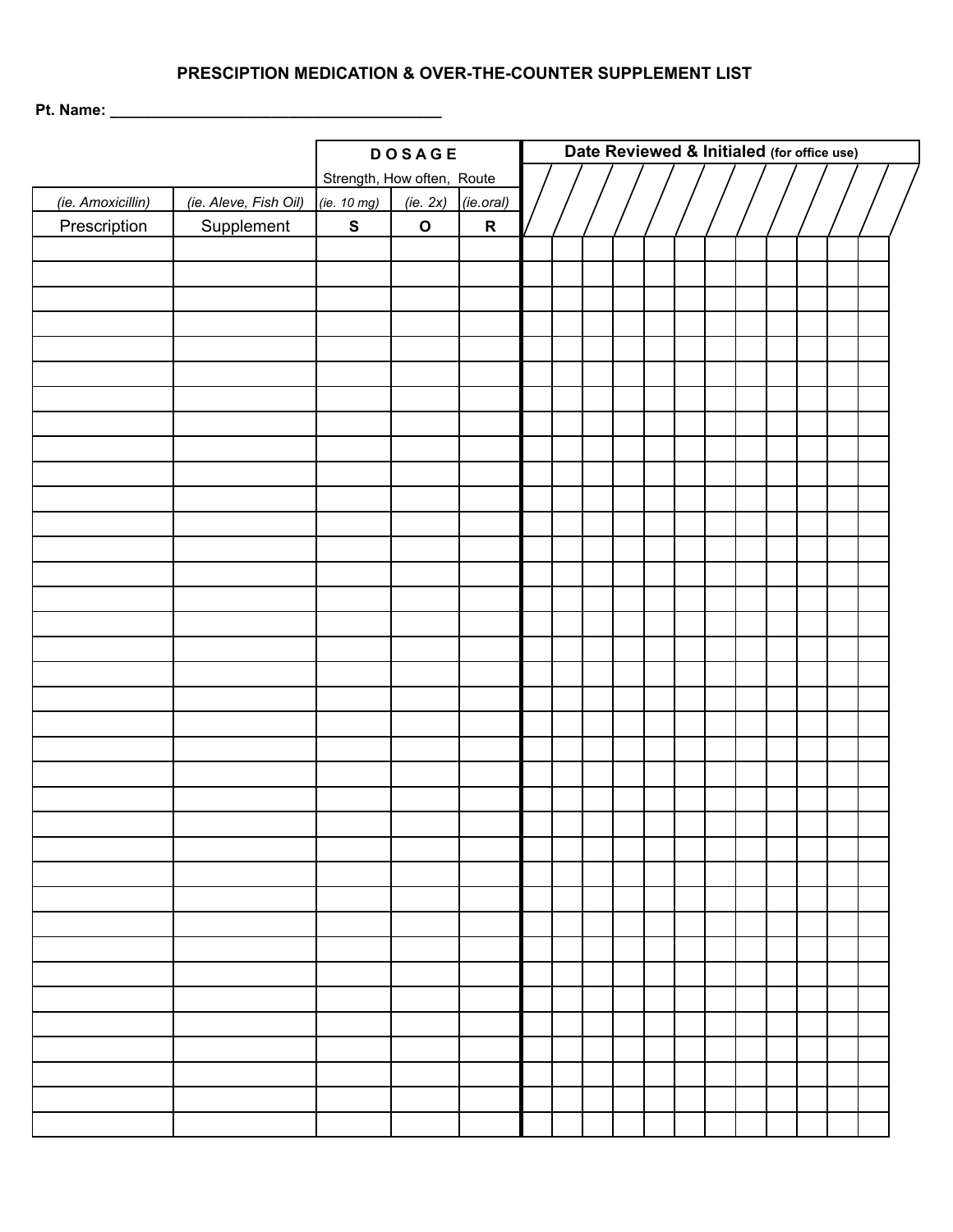**PRESCIPTION MEDICATION & OVER-THE-COUNTER SUPPLEMENT LIST**

**Pt. Name:** ________________________________________

| | | DOSAGE | | | Date Reviewed & Initialed (for office use) | | | | | | | | | | | |
|---|---|---|---|---|---|---|---|---|---|---|---|---|---|---|---|---|
| | | Strength, How often, Route | | | | | | | | | | | | | | |
| *(ie. Amoxicillin)* | *(ie. Aleve, Fish Oil)* | *(ie. 10 mg)* | *(ie. 2x)* | *(ie.oral)* | | | | | | | | | | | | |
| Prescription | Supplement | **S** | **O** | **R** | | | | | | | | | | | | |
| | | | | | | | | | | | | | | | | |
| | | | | | | | | | | | | | | | | |
| | | | | | | | | | | | | | | | | |
| | | | | | | | | | | | | | | | | |
| | | | | | | | | | | | | | | | | |
| | | | | | | | | | | | | | | | | |
| | | | | | | | | | | | | | | | | |
| | | | | | | | | | | | | | | | | |
| | | | | | | | | | | | | | | | | |
| | | | | | | | | | | | | | | | | |
| | | | | | | | | | | | | | | | | |
| | | | | | | | | | | | | | | | | |
| | | | | | | | | | | | | | | | | |
| | | | | | | | | | | | | | | | | |
| | | | | | | | | | | | | | | | | |
| | | | | | | | | | | | | | | | | |
| | | | | | | | | | | | | | | | | |
| | | | | | | | | | | | | | | | | |
| | | | | | | | | | | | | | | | | |
| | | | | | | | | | | | | | | | | |
| | | | | | | | | | | | | | | | | |
| | | | | | | | | | | | | | | | | |
| | | | | | | | | | | | | | | | | |
| | | | | | | | | | | | | | | | | |
| | | | | | | | | | | | | | | | | |
| | | | | | | | | | | | | | | | | |
| | | | | | | | | | | | | | | | | |
| | | | | | | | | | | | | | | | | |
| | | | | | | | | | | | | | | | | |
| | | | | | | | | | | | | | | | | |
| | | | | | | | | | | | | | | | | |
| | | | | | | | | | | | | | | | | |
| | | | | | | | | | | | | | | | | |
| | | | | | | | | | | | | | | | | |
| | | | | | | | | | | | | | | | | |
| | | | | | | | | | | | | | | | | |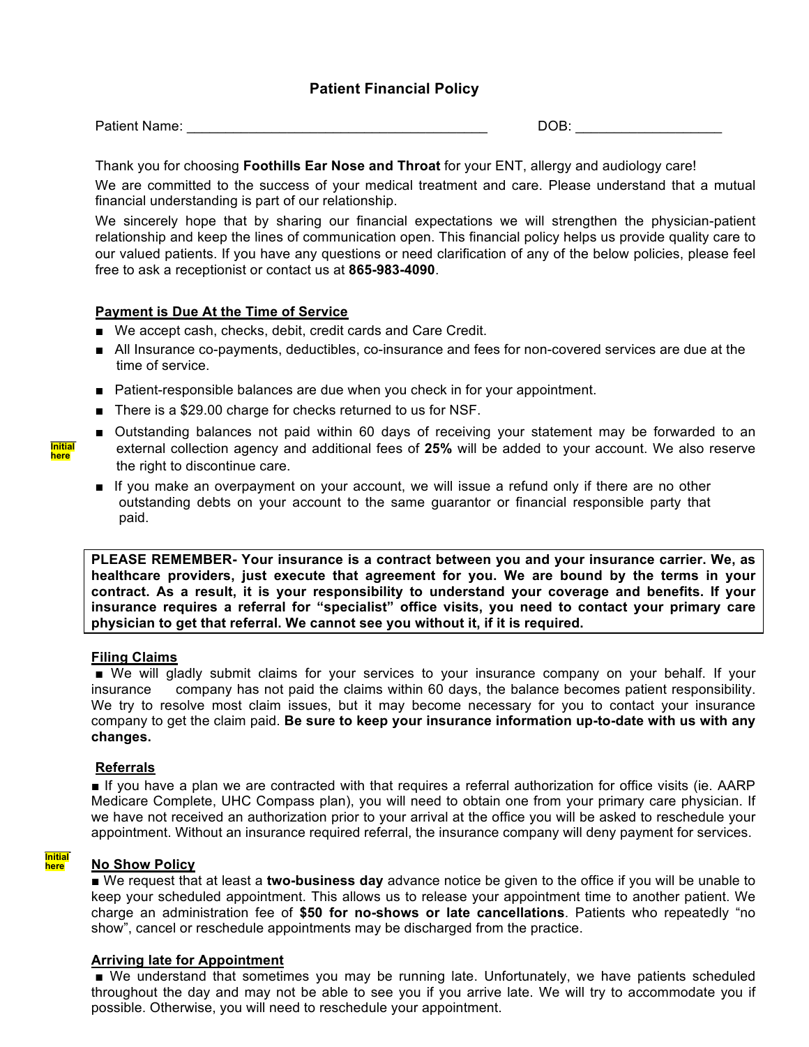# Patient Financial Policy

Patient Name: _______________________________________ DOB: ___________________

Thank you for choosing **Foothills Ear Nose and Throat** for your ENT, allergy and audiology care!

We are committed to the success of your medical treatment and care. Please understand that a mutual financial understanding is part of our relationship.

We sincerely hope that by sharing our financial expectations we will strengthen the physician-patient relationship and keep the lines of communication open. This financial policy helps us provide quality care to our valued patients. If you have any questions or need clarification of any of the below policies, please feel free to ask a receptionist or contact us at **865-983-4090**.

## Payment is Due At the Time of Service

- We accept cash, checks, debit, credit cards and Care Credit.
- All Insurance co-payments, deductibles, co-insurance and fees for non-covered services are due at the time of service.
- Patient-responsible balances are due when you check in for your appointment.
- There is a $29.00 charge for checks returned to us for NSF.
- Outstanding balances not paid within 60 days of receiving your statement may be forwarded to an external collection agency and additional fees of **25%** will be added to your account. We also reserve the right to discontinue care.
- If you make an overpayment on your account, we will issue a refund only if there are no other outstanding debts on your account to the same guarantor or financial responsible party that paid.

Initial here

**PLEASE REMEMBER- Your insurance is a contract between you and your insurance carrier. We, as healthcare providers, just execute that agreement for you. We are bound by the terms in your contract. As a result, it is your responsibility to understand your coverage and benefits. If your insurance requires a referral for "specialist" office visits, you need to contact your primary care physician to get that referral. We cannot see you without it, if it is required.**

## Filing Claims

- We will gladly submit claims for your services to your insurance company on your behalf. If your insurance company has not paid the claims within 60 days, the balance becomes patient responsibility. We try to resolve most claim issues, but it may become necessary for you to contact your insurance company to get the claim paid. **Be sure to keep your insurance information up-to-date with us with any changes.**

## Referrals

- If you have a plan we are contracted with that requires a referral authorization for office visits (ie. AARP Medicare Complete, UHC Compass plan), you will need to obtain one from your primary care physician. If we have not received an authorization prior to your arrival at the office you will be asked to reschedule your appointment. Without an insurance required referral, the insurance company will deny payment for services.

Initial here

## No Show Policy

- We request that at least a **two-business day** advance notice be given to the office if you will be unable to keep your scheduled appointment. This allows us to release your appointment time to another patient. We charge an administration fee of **$50 for no-shows or late cancellations**. Patients who repeatedly "no show", cancel or reschedule appointments may be discharged from the practice.

## Arriving late for Appointment

- We understand that sometimes you may be running late. Unfortunately, we have patients scheduled throughout the day and may not be able to see you if you arrive late. We will try to accommodate you if possible. Otherwise, you will need to reschedule your appointment.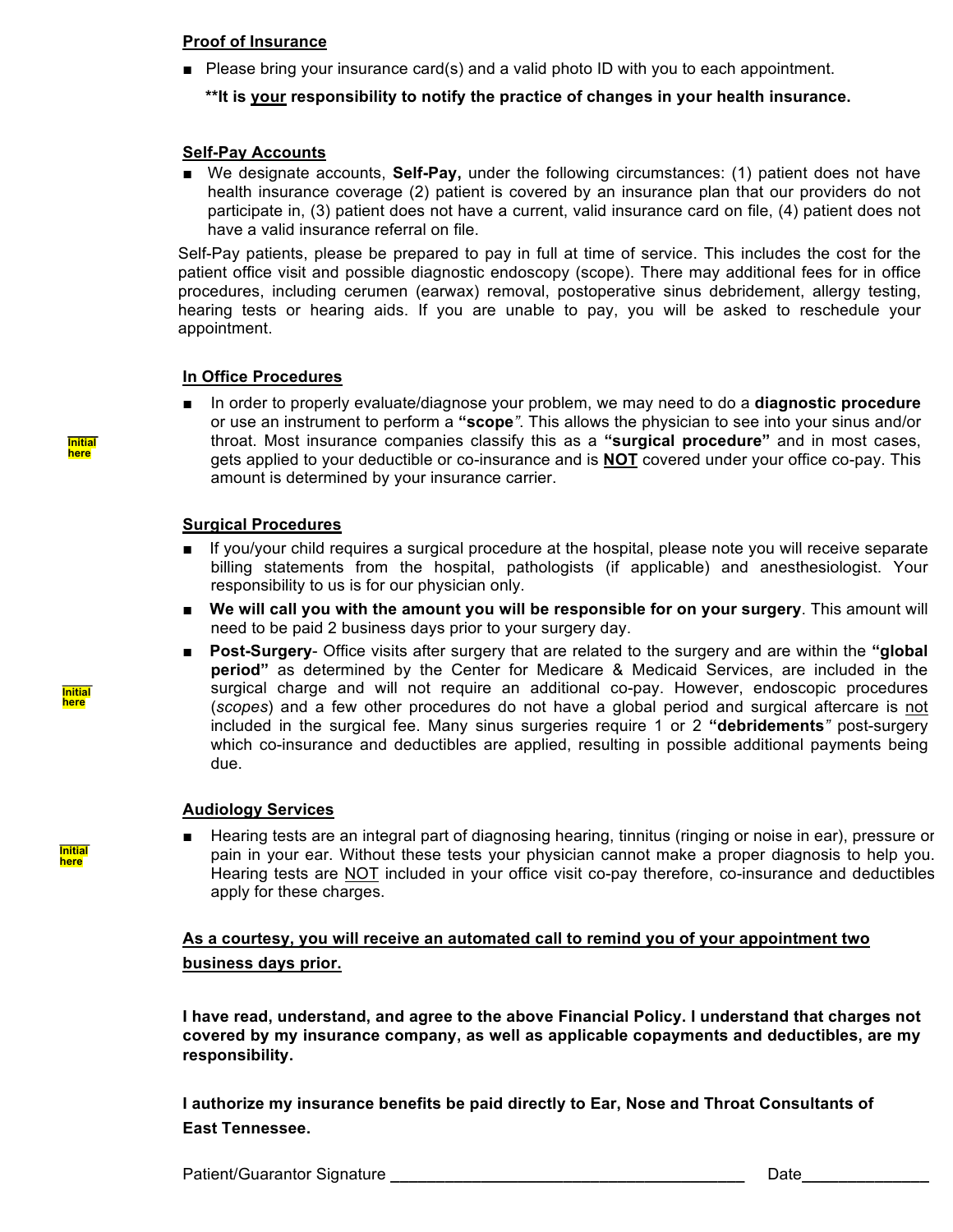**Proof of Insurance**

- Please bring your insurance card(s) and a valid photo ID with you to each appointment.

  **It is your responsibility to notify the practice of changes in your health insurance.**

**Self-Pay Accounts**

- We designate accounts, **Self-Pay,** under the following circumstances: (1) patient does not have health insurance coverage (2) patient is covered by an insurance plan that our providers do not participate in, (3) patient does not have a current, valid insurance card on file, (4) patient does not have a valid insurance referral on file.

Self-Pay patients, please be prepared to pay in full at time of service. This includes the cost for the patient office visit and possible diagnostic endoscopy (scope). There may additional fees for in office procedures, including cerumen (earwax) removal, postoperative sinus debridement, allergy testing, hearing tests or hearing aids. If you are unable to pay, you will be asked to reschedule your appointment.

**In Office Procedures**

Initial here

- In order to properly evaluate/diagnose your problem, we may need to do a **diagnostic procedure** or use an instrument to perform a **"scope"**. This allows the physician to see into your sinus and/or throat. Most insurance companies classify this as a **"surgical procedure"** and in most cases, gets applied to your deductible or co-insurance and is **NOT** covered under your office co-pay. This amount is determined by your insurance carrier.

**Surgical Procedures**

- If you/your child requires a surgical procedure at the hospital, please note you will receive separate billing statements from the hospital, pathologists (if applicable) and anesthesiologist. Your responsibility to us is for our physician only.
- **We will call you with the amount you will be responsible for on your surgery**. This amount will need to be paid 2 business days prior to your surgery day.
- **Post-Surgery**- Office visits after surgery that are related to the surgery and are within the **"global period"** as determined by the Center for Medicare & Medicaid Services, are included in the surgical charge and will not require an additional co-pay. However, endoscopic procedures (*scopes*) and a few other procedures do not have a global period and surgical aftercare is not included in the surgical fee. Many sinus surgeries require 1 or 2 **"debridements"** post-surgery which co-insurance and deductibles are applied, resulting in possible additional payments being due.

Initial here

**Audiology Services**

Initial here

- Hearing tests are an integral part of diagnosing hearing, tinnitus (ringing or noise in ear), pressure or pain in your ear. Without these tests your physician cannot make a proper diagnosis to help you. Hearing tests are NOT included in your office visit co-pay therefore, co-insurance and deductibles apply for these charges.

**As a courtesy, you will receive an automated call to remind you of your appointment two business days prior.**

**I have read, understand, and agree to the above Financial Policy. I understand that charges not covered by my insurance company, as well as applicable copayments and deductibles, are my responsibility.**

**I authorize my insurance benefits be paid directly to Ear, Nose and Throat Consultants of East Tennessee.**

Patient/Guarantor Signature ________________________________________ Date______________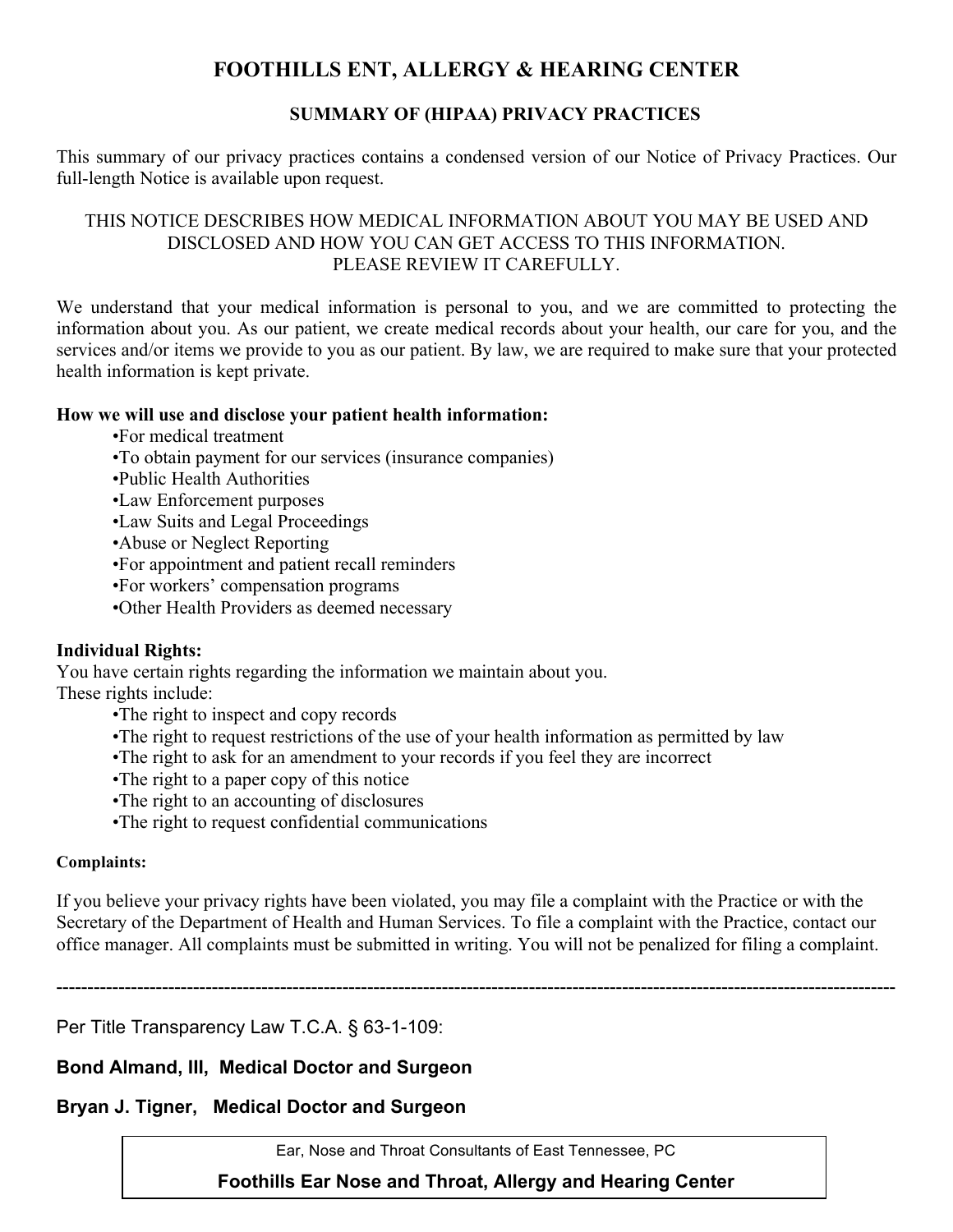# FOOTHILLS ENT, ALLERGY & HEARING CENTER

## SUMMARY OF (HIPAA) PRIVACY PRACTICES

This summary of our privacy practices contains a condensed version of our Notice of Privacy Practices. Our full-length Notice is available upon request.

THIS NOTICE DESCRIBES HOW MEDICAL INFORMATION ABOUT YOU MAY BE USED AND DISCLOSED AND HOW YOU CAN GET ACCESS TO THIS INFORMATION. PLEASE REVIEW IT CAREFULLY.

We understand that your medical information is personal to you, and we are committed to protecting the information about you. As our patient, we create medical records about your health, our care for you, and the services and/or items we provide to you as our patient. By law, we are required to make sure that your protected health information is kept private.

**How we will use and disclose your patient health information:**

- For medical treatment
- To obtain payment for our services (insurance companies)
- Public Health Authorities
- Law Enforcement purposes
- Law Suits and Legal Proceedings
- Abuse or Neglect Reporting
- For appointment and patient recall reminders
- For workers' compensation programs
- Other Health Providers as deemed necessary

**Individual Rights:**

You have certain rights regarding the information we maintain about you.
These rights include:

- The right to inspect and copy records
- The right to request restrictions of the use of your health information as permitted by law
- The right to ask for an amendment to your records if you feel they are incorrect
- The right to a paper copy of this notice
- The right to an accounting of disclosures
- The right to request confidential communications

**Complaints:**

If you believe your privacy rights have been violated, you may file a complaint with the Practice or with the Secretary of the Department of Health and Human Services. To file a complaint with the Practice, contact our office manager. All complaints must be submitted in writing. You will not be penalized for filing a complaint.

---

Per Title Transparency Law T.C.A. § 63-1-109:

**Bond Almand, III, Medical Doctor and Surgeon**

**Bryan J. Tigner, Medical Doctor and Surgeon**

Ear, Nose and Throat Consultants of East Tennessee, PC

**Foothills Ear Nose and Throat, Allergy and Hearing Center**